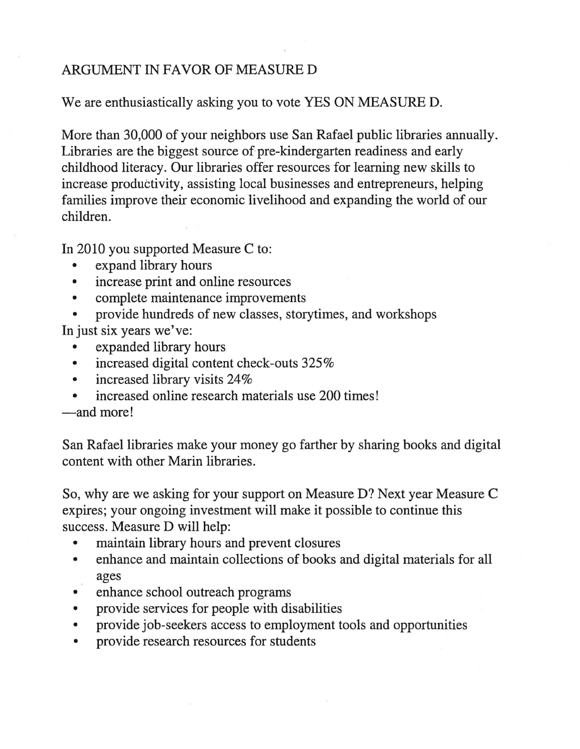# ARGUMENT IN FAVOR OF MEASURE D

We are enthusiastically asking you to vote YES ON MEASURE D.

More than 30,000 of your neighbors use San Rafael public libraries annually. Libraries are the biggest source of pre-kindergarten readiness and early childhood literacy. Our libraries offer resources for learning new skills to increase productivity, assisting local businesses and entrepreneurs, helping families improve their economic livelihood and expanding the world of our children.

In 2010 you supported Measure C to:

- expand library hours
- increase print and online resources
- complete maintenance improvements
- provide hundreds of new classes, storytimes, and workshops

In just six years we've:

- expanded library hours
- increased digital content check-outs 325%
- increased library visits 24%
- increased online research materials use 200 times!

—and more!

San Rafael libraries make your money go farther by sharing books and digital content with other Marin libraries.

So, why are we asking for your support on Measure D? Next year Measure C expires; your ongoing investment will make it possible to continue this success. Measure D will help:

- maintain library hours and prevent closures
- enhance and maintain collections of books and digital materials for all ages
- enhance school outreach programs
- provide services for people with disabilities
- provide job-seekers access to employment tools and opportunities
- provide research resources for students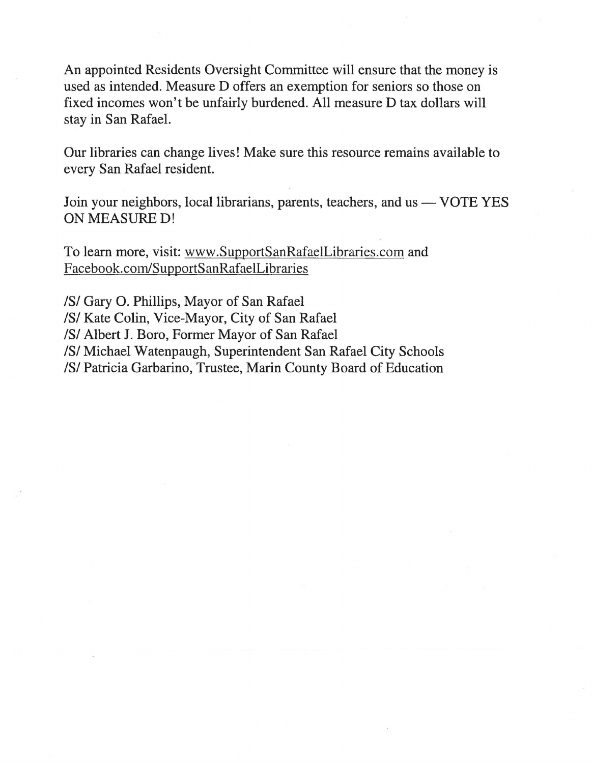An appointed Residents Oversight Committee will ensure that the money is used as intended. Measure D offers an exemption for seniors so those on fixed incomes won't be unfairly burdened. All measure D tax dollars will stay in San Rafael.

Our libraries can change lives! Make sure this resource remains available to every San Rafael resident.

Join your neighbors, local librarians, parents, teachers, and us — VOTE YES ON MEASURE D!

To learn more, visit: www.SupportSanRafaelLibraries.com and Facebook.com/SupportSanRafaelLibraries

/S/ Gary O. Phillips, Mayor of San Rafael
/S/ Kate Colin, Vice-Mayor, City of San Rafael
/S/ Albert J. Boro, Former Mayor of San Rafael
/S/ Michael Watenpaugh, Superintendent San Rafael City Schools
/S/ Patricia Garbarino, Trustee, Marin County Board of Education